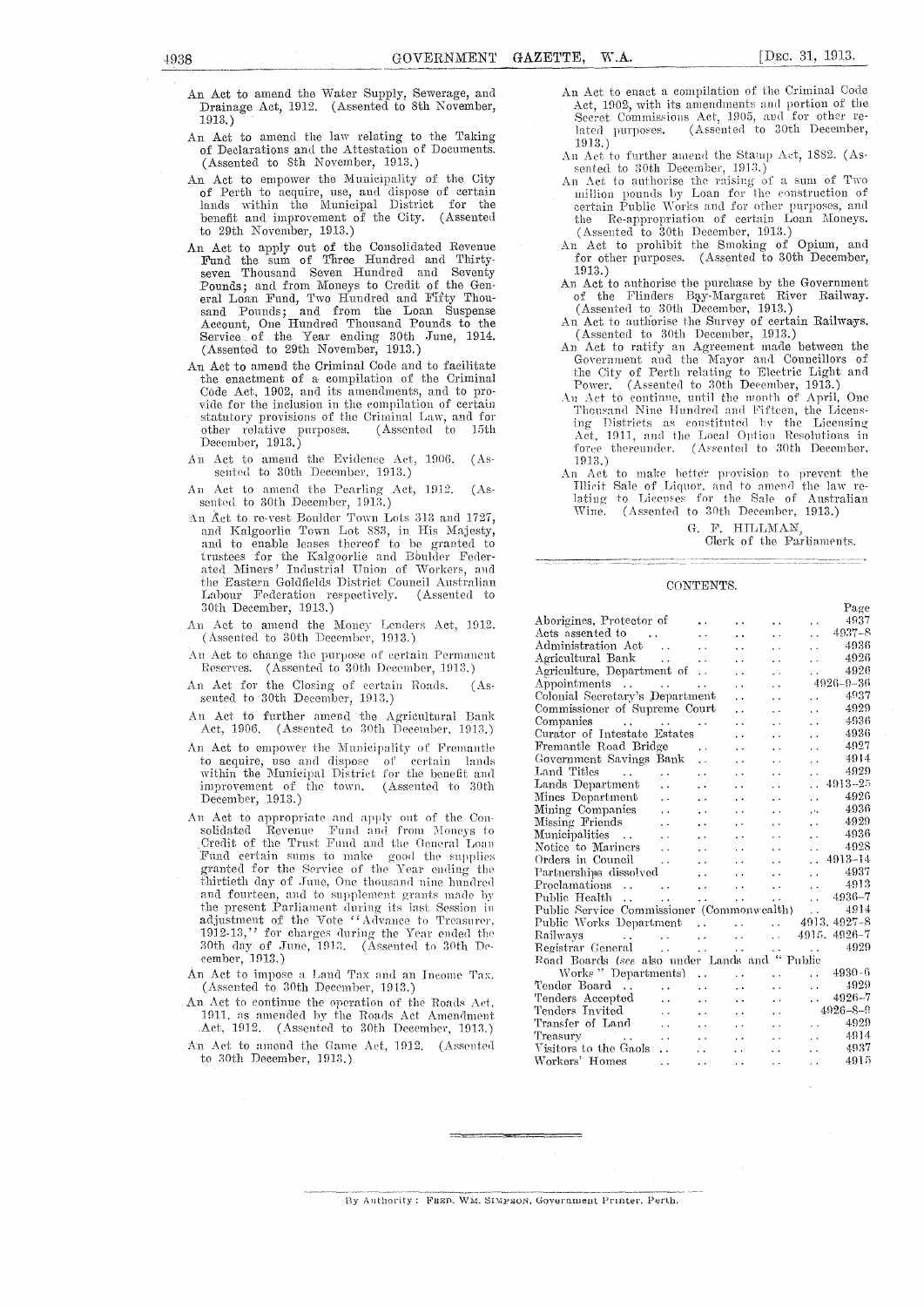- An Act to amend the Water Supply, Sewerage, and Drainage Act, 1912. (Assented to 8th November, 1913.)
- An Act to amend the law relating to the Taking of Declarations and the Attestation of Documents. (Assented to 8th November, 1913.)
- An Act to empower the Municipality of the City of Perth to acquire, use, and dispose of certain lands within the Municipal District for the benefit and improvement of the City. (Assented to 29th November, 1913.)
- An Act to apply out of the Consolidated Revenue Fund the sum of Three Hundred and Thirty-seven Thousand Seven Hundred and Seventy Pounds; and from Moneys to Credit of the General Loan Fund, Two Hundred and Fifty Thousand Pounds; and from the Loan Suspense Account, One Hundred Thousand Pounds to the Service of the Year ending 30th June, 1914. (Assented to 29th November, 1913.)
- An Act to amend the Criminal Code and to facilitate the enactment of a compilation of the Criminal Code Act, 1902, and its amendments, and to provide for the inclusion in the compilation of certain statutory provisions of the Criminal Law, and for other relative purposes. (Assented to 15th December, 1913.)
- An Act to amend the Evidence Act, 1906. (Assented to 30th December, 1913.)
- An Act to amend the Pearling Act, 1912. (Assented to 30th December, 1913.)
- An Act to re-vest Boulder Town Lots 313 and 1727, and Kalgoorlie Town Lot 883, in His Majesty, and to enable leases thereof to be granted to trustees for the Kalgoorlie and Boulder Federated Miners' Industrial Union of Workers, and the Eastern Goldfields District Council Australian Labour Federation respectively. (Assented to 30th December, 1913.)
- An Act to amend the Money Lenders Act, 1912. (Assented to 30th December, 1913.)
- An Act to change the purpose of certain Permanent Reserves. (Assented to 30th December, 1913.)
- An Act for the Closing of certain Roads. (Assented to 30th December, 1913.)
- An Act to further amend the Agricultural Bank Act, 1906. (Assented to 30th December, 1913.)
- An Act to empower the Municipality of Fremantle to acquire, use and dispose of certain lands within the Municipal District for the benefit and improvement of the town. (Assented to 30th December, 1913.)
- An Act to appropriate and apply out of the Consolidated Revenue Fund and from Moneys to Credit of the Trust Fund and the General Loan Fund certain sums to make good the supplies granted for the Service of the Year ending the thirtieth day of June, One thousand nine hundred and fourteen, and to supplement grants made by the present Parliament during its last Session in adjustment of the Vote "Advance to Treasurer, 1912-13," for charges during the Year ended the 30th day of June, 1913. (Assented to 30th December, 1913.)
- An Act to impose a Land Tax and an Income Tax. (Assented to 30th December, 1913.)
- An Act to continue the operation of the Roads Act, 1911, as amended by the Roads Act Amendment Act, 1912. (Assented to 30th December, 1913.)
- An Act to amend the Game Act, 1912. (Assented to 30th December, 1913.)
- An Act to enact a compilation of the Criminal Code Act, 1902, with its amendments and portion of the Secret Commissions Act, 1905, and for other related purposes. (Assented to 30th December, 1913.)
- An Act to further amend the Stamp Act, 1882. (Assented to 30th December, 1913.)
- An Act to authorise the raising of a sum of Two million pounds by Loan for the construction of certain Public Works and for other purposes, and the Re-appropriation of certain Loan Moneys. (Assented to 30th December, 1913.)
- An Act to prohibit the Smoking of Opium, and for other purposes. (Assented to 30th December, 1913.)
- An Act to authorise the purchase by the Government of the Flinders Bay-Margaret River Railway. (Assented to 30th December, 1913.)
- An Act to authorise the Survey of certain Railways. (Assented to 30th December, 1913.)
- An Act to ratify an Agreement made between the Government and the Mayor and Councillors of the City of Perth relating to Electric Light and Power. (Assented to 30th December, 1913.)
- An Act to continue, until the month of April, One Thousand Nine Hundred and Fifteen, the Licensing Districts as constituted by the Licensing Act, 1911, and the Local Option Resolutions in force thereunder. (Assented to 30th December, 1913.)
- An Act to make better provision to prevent the Illicit Sale of Liquor, and to amend the law relating to Licenses for the Sale of Australian Wine. (Assented to 30th December, 1913.)

G. F. HILLMAN,
Clerk of the Parliaments.

---

## CONTENTS.

| | Page |
|---|---|
| Aborigines, Protector of | 4937 |
| Acts assented to | 4937–8 |
| Administration Act | 4936 |
| Agricultural Bank | 4926 |
| Agriculture, Department of | 4926 |
| Appointments | 4926–9–36 |
| Colonial Secretary's Department | 4937 |
| Commissioner of Supreme Court | 4929 |
| Companies | 4936 |
| Curator of Intestate Estates | 4936 |
| Fremantle Road Bridge | 4927 |
| Government Savings Bank | 4914 |
| Land Titles | 4929 |
| Lands Department | 4913–25 |
| Mines Department | 4926 |
| Mining Companies | 4936 |
| Missing Friends | 4929 |
| Municipalities | 4936 |
| Notice to Mariners | 4928 |
| Orders in Council | 4913–14 |
| Partnerships dissolved | 4937 |
| Proclamations | 4913 |
| Public Health | 4936–7 |
| Public Service Commissioner (Commonwealth) | 4914 |
| Public Works Department | 4913, 4927–8 |
| Railways | 4915, 4926–7 |
| Registrar General | 4929 |
| Road Boards (*see* also under Lands and "Public Works" Departments) | 4930–6 |
| Tender Board | 4929 |
| Tenders Accepted | 4926–7 |
| Tenders Invited | 4926–8–9 |
| Transfer of Land | 4929 |
| Treasury | 4914 |
| Visitors to the Gaols | 4937 |
| Workers' Homes | 4915 |

---

By Authority: FRED. WM. SIMPSON, Government Printer, Perth.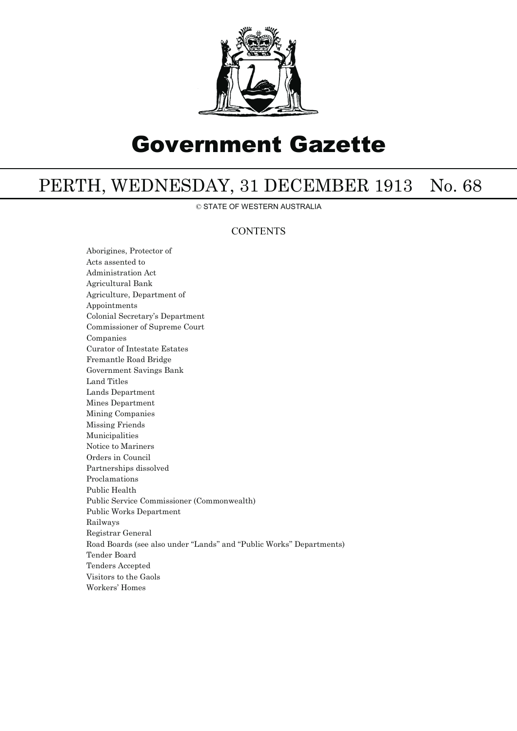# Government Gazette

## PERTH, WEDNESDAY, 31 DECEMBER 1913 No. 68

© STATE OF WESTERN AUSTRALIA

### CONTENTS

Aborigines, Protector of
Acts assented to
Administration Act
Agricultural Bank
Agriculture, Department of
Appointments
Colonial Secretary's Department
Commissioner of Supreme Court
Companies
Curator of Intestate Estates
Fremantle Road Bridge
Government Savings Bank
Land Titles
Lands Department
Mines Department
Mining Companies
Missing Friends
Municipalities
Notice to Mariners
Orders in Council
Partnerships dissolved
Proclamations
Public Health
Public Service Commissioner (Commonwealth)
Public Works Department
Railways
Registrar General
Road Boards (see also under "Lands" and "Public Works" Departments)
Tender Board
Tenders Accepted
Visitors to the Gaols
Workers' Homes